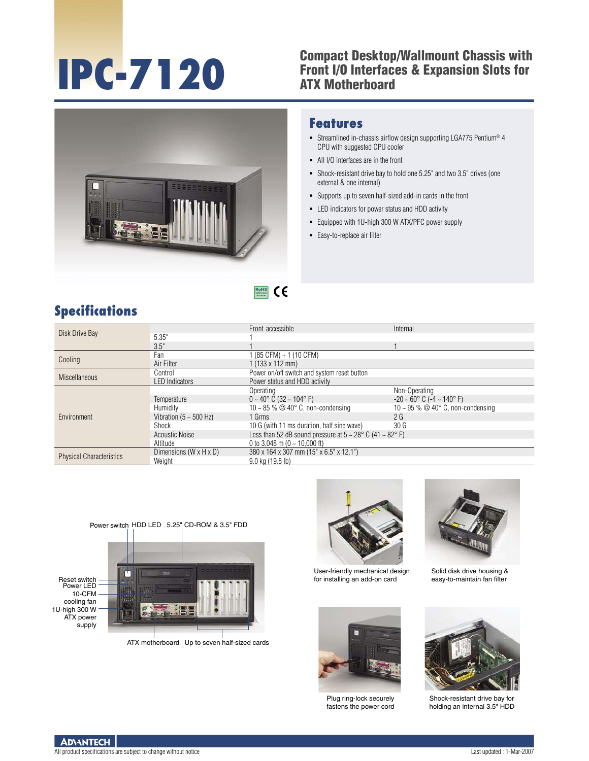# IPC-7120

## Compact Desktop/Wallmount Chassis with Front I/O Interfaces & Expansion Slots for ATX Motherboard

## Features

- Streamlined in-chassis airflow design supporting LGA775 Pentium® 4 CPU with suggested CPU cooler
- All I/O interfaces are in the front
- Shock-resistant drive bay to hold one 5.25" and two 3.5" drives (one external & one internal)
- Supports up to seven half-sized add-in cards in the front
- LED indicators for power status and HDD activity
- Equipped with 1U-high 300 W ATX/PFC power supply
- Easy-to-replace air filter

## Specifications

| | | | |
|---|---|---|---|
| Disk Drive Bay | | Front-accessible | Internal |
| | 5.35" | 1 | |
| | 3.5" | 1 | 1 |
| Cooling | Fan | 1 (85 CFM) + 1 (10 CFM) | |
| | Air Filter | 1 (133 x 112 mm) | |
| Miscellaneous | Control | Power on/off switch and system reset button | |
| | LED Indicators | Power status and HDD activity | |
| Environment | | Operating | Non-Operating |
| | Temperature | 0 ~ 40° C (32 ~ 104° F) | -20 ~ 60° C (-4 ~ 140° F) |
| | Humidity | 10 ~ 85 % @ 40° C, non-condensing | 10 ~ 95 % @ 40° C, non-condensing |
| | Vibration (5 ~ 500 Hz) | 1 Grms | 2 G |
| | Shock | 10 G (with 11 ms duration, half sine wave) | 30 G |
| | Acoustic Noise | Less than 52 dB sound pressure at 5 ~ 28° C (41 ~ 82° F) | |
| | Altitude | 0 to 3,048 m (0 ~ 10,000 ft) | |
| Physical Characteristics | Dimensions (W x H x D) | 380 x 164 x 307 mm (15" x 6.5" x 12.1") | |
| | Weight | 9.0 kg (19.8 lb) | |

Power switch, HDD LED, 5.25" CD-ROM & 3.5" FDD, Reset switch, Power LED, 10-CFM cooling fan, 1U-high 300 W ATX power supply, ATX motherboard, Up to seven half-sized cards

User-friendly mechanical design for installing an add-on card

Solid disk drive housing & easy-to-maintain fan filter

Plug ring-lock securely fastens the power cord

Shock-resistant drive bay for holding an internal 3.5" HDD

All product specifications are subject to change without notice

Last updated : 1-Mar-2007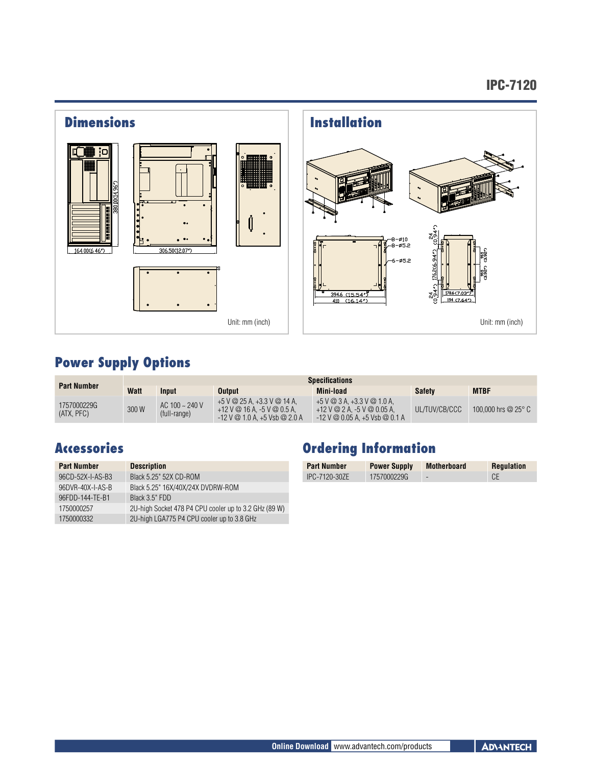## Dimensions

164.00(6.46")

380.00(14.96")

306.50(12.07")

Unit: mm (inch)

## Installation

8-ø10
8-ø5.2
6-ø5.2

394.6 (15.54")
410 (16.14")

24 (0.94")
176.2(6.94")
24 (0.94")
99.5 (3.92")
99.5 (3.92")
178.6 (7.03")
194 (7.64")

Unit: mm (inch)

## Power Supply Options

| Part Number | Specifications | | | | | |
|---|---|---|---|---|---|---|
| | Watt | Input | Output | Mini-load | Safety | MTBF |
| 1757000229G (ATX, PFC) | 300 W | AC 100 ~ 240 V (full-range) | +5 V @ 25 A, +3.3 V @ 14 A, +12 V @ 16 A, -5 V @ 0.5 A, -12 V @ 1.0 A, +5 Vsb @ 2.0 A | +5 V @ 3 A, +3.3 V @ 1.0 A, +12 V @ 2 A, -5 V @ 0.05 A, -12 V @ 0.05 A, +5 Vsb @ 0.1 A | UL/TUV/CB/CCC | 100,000 hrs @ 25° C |

## Accessories

| Part Number | Description |
|---|---|
| 96CD-52X-I-AS-B3 | Black 5.25" 52X CD-ROM |
| 96DVR-40X-I-AS-B | Black 5.25" 16X/40X/24X DVDRW-ROM |
| 96FDD-144-TE-B1 | Black 3.5" FDD |
| 1750000257 | 2U-high Socket 478 P4 CPU cooler up to 3.2 GHz (89 W) |
| 1750000332 | 2U-high LGA775 P4 CPU cooler up to 3.8 GHz |

## Ordering Information

| Part Number | Power Supply | Motherboard | Regulation |
|---|---|---|---|
| IPC-7120-30ZE | 1757000229G | - | CE |